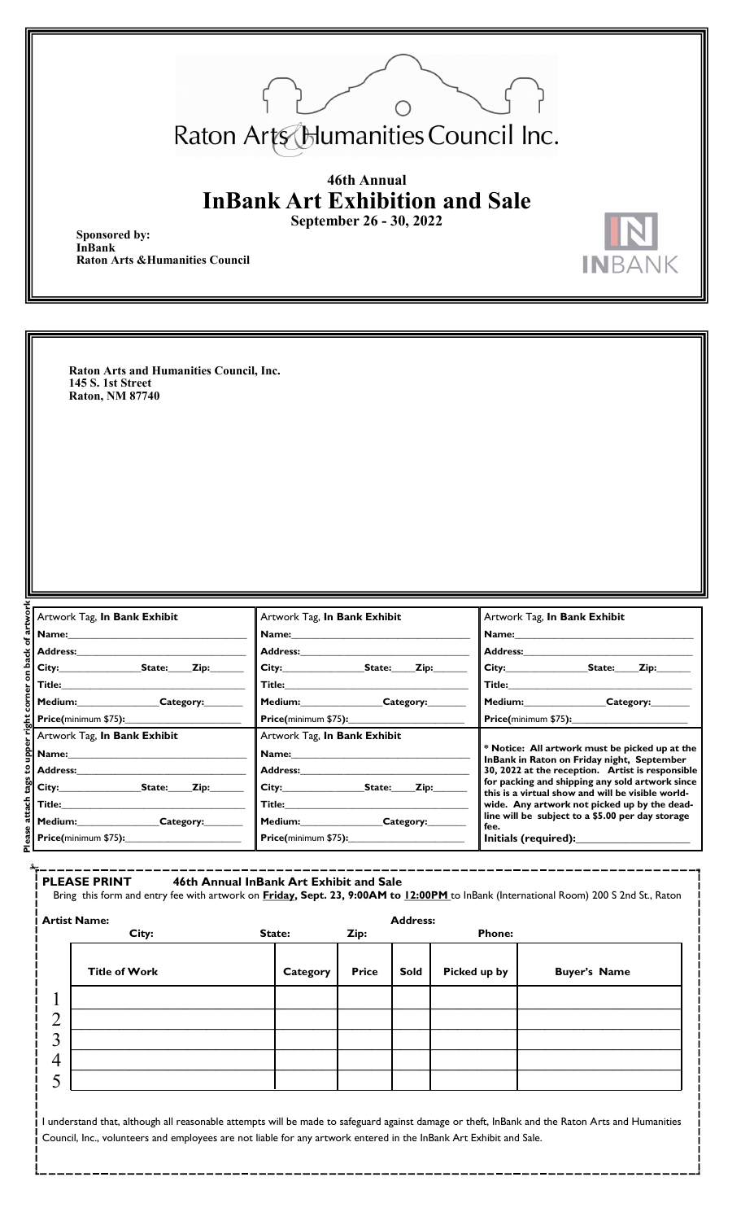Raton Arts & Humanities Council Inc.

# 46th Annual
# InBank Art Exhibition and Sale

**September 26 - 30, 2022**

**Sponsored by:**
**InBank**
**Raton Arts &Humanities Council**

INBANK

**Raton Arts and Humanities Council, Inc.**
**145 S. 1st Street**
**Raton, NM 87740**

Please attach tags to upper right corner on back of artwork

| Artwork Tag, **In Bank Exhibit** | Artwork Tag, **In Bank Exhibit** | Artwork Tag, **In Bank Exhibit** |
|---|---|---|
| **Name:**\_\_\_\_\_\_\_\_\_\_ | **Name:**\_\_\_\_\_\_\_\_\_\_ | **Name:**\_\_\_\_\_\_\_\_\_\_ |
| **Address:**\_\_\_\_\_\_\_\_\_\_ | **Address:**\_\_\_\_\_\_\_\_\_\_ | **Address:**\_\_\_\_\_\_\_\_\_\_ |
| **City:**\_\_\_\_\_ **State:**\_\_\_ **Zip:**\_\_\_ | **City:**\_\_\_\_\_ **State:**\_\_\_ **Zip:**\_\_\_ | **City:**\_\_\_\_\_ **State:**\_\_\_ **Zip:**\_\_\_ |
| **Title:**\_\_\_\_\_\_\_\_\_\_ | **Title:**\_\_\_\_\_\_\_\_\_\_ | **Title:**\_\_\_\_\_\_\_\_\_\_ |
| **Medium:**\_\_\_\_\_ **Category:**\_\_\_\_\_ | **Medium:**\_\_\_\_\_ **Category:**\_\_\_\_\_ | **Medium:**\_\_\_\_\_ **Category:**\_\_\_\_\_ |
| **Price**(minimum $75):\_\_\_\_\_\_\_\_ | **Price**(minimum $75):\_\_\_\_\_\_\_\_ | **Price**(minimum $75):\_\_\_\_\_\_\_\_ |

| Artwork Tag, **In Bank Exhibit** | Artwork Tag, **In Bank Exhibit** |
|---|---|
| **Name:**\_\_\_\_\_\_\_\_\_\_ | **Name:**\_\_\_\_\_\_\_\_\_\_ |
| **Address:**\_\_\_\_\_\_\_\_\_\_ | **Address:**\_\_\_\_\_\_\_\_\_\_ |
| **City:**\_\_\_\_\_ **State:**\_\_\_ **Zip:**\_\_\_ | **City:**\_\_\_\_\_ **State:**\_\_\_ **Zip:**\_\_\_ |
| **Title:**\_\_\_\_\_\_\_\_\_\_ | **Title:**\_\_\_\_\_\_\_\_\_\_ |
| **Medium:**\_\_\_\_\_ **Category:**\_\_\_\_\_ | **Medium:**\_\_\_\_\_ **Category:**\_\_\_\_\_ |
| **Price**(minimum $75):\_\_\_\_\_\_\_\_ | **Price**(minimum $75):\_\_\_\_\_\_\_\_ |

**\* Notice: All artwork must be picked up at the InBank in Raton on Friday night, September 30, 2022 at the reception. Artist is responsible for packing and shipping any sold artwork since this is a virtual show and will be visible world-wide. Any artwork not picked up by the deadline will be subject to a $5.00 per day storage fee.**

**Initials (required):**\_\_\_\_\_\_\_\_\_\_

---

**PLEASE PRINT 46th Annual InBank Art Exhibit and Sale**

Bring this form and entry fee with artwork on **Friday, Sept. 23, 9:00AM to 12:00PM** to InBank (International Room) 200 S 2nd St., Raton

**Artist Name:** **Address:**

**City:** **State:** **Zip:** **Phone:**

| | Title of Work | Category | Price | Sold | Picked up by | Buyer's Name |
|---|---|---|---|---|---|---|
| 1 | | | | | | |
| 2 | | | | | | |
| 3 | | | | | | |
| 4 | | | | | | |
| 5 | | | | | | |

I understand that, although all reasonable attempts will be made to safeguard against damage or theft, InBank and the Raton Arts and Humanities Council, Inc., volunteers and employees are not liable for any artwork entered in the InBank Art Exhibit and Sale.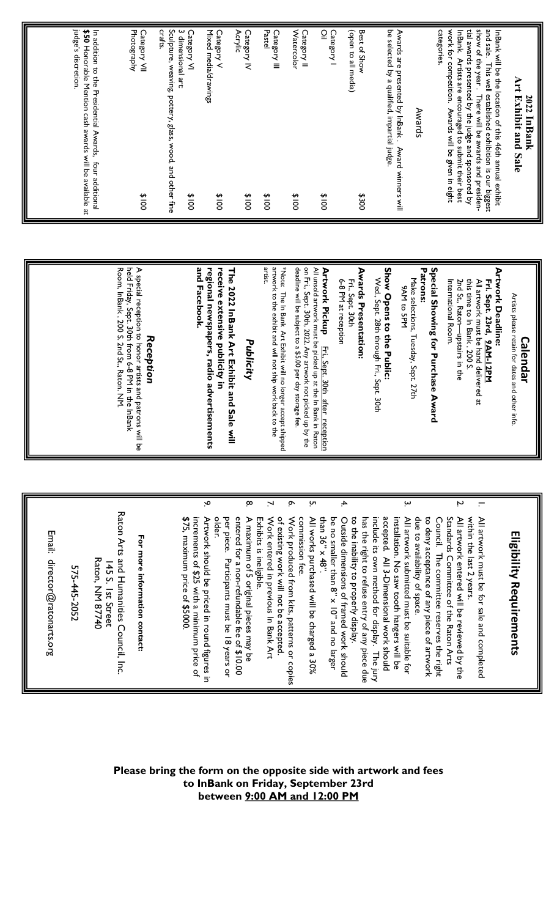## 2022 InBank Art Exhibit and Sale

InBank will be the location of this 46th annual exhibit and sale. This well established exhibition is our biggest show of the year. There will be awards and presidential awards presented by the judge and sponsored by InBank. Artists are encouraged to submit their best work for competition. Awards will be given in eight categories.

### Awards

Awards are presented by InBank. Award winners will be selected by a qualified, impartial judge.

| | |
|---|---|
| Best of Show (open to all media) | $300 |
| Category I Oil | $100 |
| Category II Watercolor | $100 |
| Category III Pastel | $100 |
| Category IV Acrylic | $100 |
| Category V Mixed media/drawings | $100 |
| Category VI 3 dimensional art: Sculpture, weaving, pottery, glass, wood, and other fine crafts. | $100 |
| Category VII Photography | $100 |

In addition to the Presidential Awards, four additional **$50** Honorable Mention cash awards will be available at judge's discretion.

## Calendar

Artists please retain for dates and other info.

**Artwork Deadline:**
**Fri. Sept. 23rd, 9AM-12PM**
All artwork must be hand delivered at this time to In Bank, 200 S. 2nd St., Raton—upstairs in the International Room.

**Special Showing for Purchase Award Patrons:**
Make selections, Tuesday, Sept. 27th 9AM to 5PM

**Show Opens to the Public:**
Wed., Sept. 28th through Fri., Sept. 30th

**Awards Presentation:**
Fri., Sept. 30th
6-8 PM at reception

**Artwork Pickup** Fri., Sept. 30th after reception
All unsold artwork must be picked up at the In Bank in Raton on Fri., Sept. 30th, 2022. Any artwork not picked up by the deadline will be subject to a $5.00 per day storage fee.

*Note: The In Bank Art Exhibit will no longer accept shipped artwork to the exhibit and will not ship work back to the artist.

### Publicity

**The 2022 InBank Art Exhibit and Sale will receive extensive publicity in regional newspapers, radio advertisements and Facebook.**

### Reception

A special reception to honor artists and patrons will be held Friday, Sept. 30th from 6-8 PM in the InBank Room, InBank, 200 S. 2nd St., Raton, NM.

## Eligibility Requirements

1. All artwork must be for sale and completed within the last 2 years.
2. All artwork entered will be reviewed by the Standards Committee of the Raton Arts Council. The committee reserves the right to deny acceptance of any piece of artwork due to availability of space.
3. All artwork submitted must be suitable for installation. No saw tooth hangers will be accepted. All 3-Dimensional work should include its own method for display. The jury has the right to refuse entry of any piece due to the inability to properly display.
4. Outside dimensions of framed work should be no smaller than 8" x 10" and no larger than 36" x 48".
5. All works purchased will be charged a 30% commission fee.
6. Work produced from kits, patterns or copies of existing work will not be accepted.
7. Work entered in previous In Bank Art Exhibits is ineligible.
8. A maximum of 5 original pieces may be entered for a non-refundable fee of $10.00 per piece. Participants must be 18 years or older.
9. Artwork should be priced in round figures in increments of $25 with a minimum price of $75, maximum price of $5000.

**For more information contact:**

Raton Arts and Humanities Council, Inc.
145 S. 1st Street
Raton, NM 87740

575-445-2052

Email: director@ratonarts.org

**Please bring the form on the opposite side with artwork and fees to InBank on Friday, September 23rd between 9:00 AM and 12:00 PM**